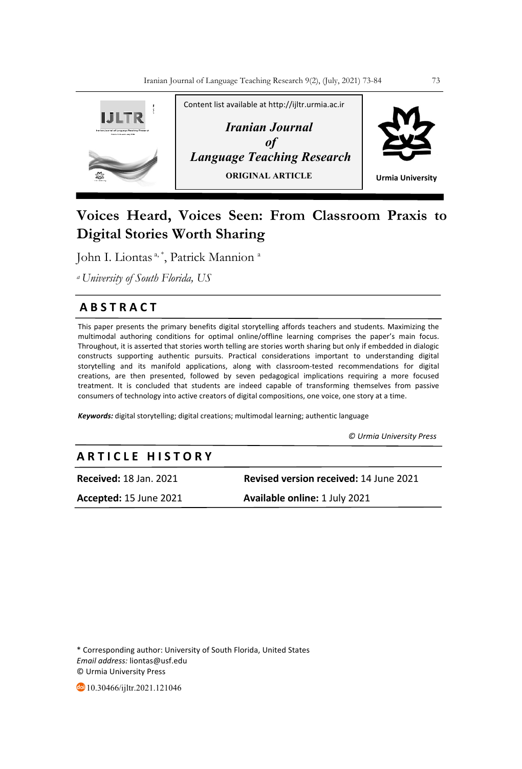Content list available at http://ijltr.urmia.ac.ir

*Iranian Journal of Language Teaching Research*

**ORIGINAL ARTICLE**

Urmia University

# Voices Heard, Voices Seen: From Classroom Praxis to Digital Stories Worth Sharing

John I. Liontas [a,*], Patrick Mannion [a]

[a] *University of South Florida, US*

## ABSTRACT

This paper presents the primary benefits digital storytelling affords teachers and students. Maximizing the multimodal authoring conditions for optimal online/offline learning comprises the paper's main focus. Throughout, it is asserted that stories worth telling are stories worth sharing but only if embedded in dialogic constructs supporting authentic pursuits. Practical considerations important to understanding digital storytelling and its manifold applications, along with classroom-tested recommendations for digital creations, are then presented, followed by seven pedagogical implications requiring a more focused treatment. It is concluded that students are indeed capable of transforming themselves from passive consumers of technology into active creators of digital compositions, one voice, one story at a time.

***Keywords:*** digital storytelling; digital creations; multimodal learning; authentic language

*© Urmia University Press*

## ARTICLE HISTORY

**Received:** 18 Jan. 2021 **Revised version received:** 14 June 2021

**Accepted:** 15 June 2021 **Available online:** 1 July 2021

\* Corresponding author: University of South Florida, United States
*Email address:* liontas@usf.edu
© Urmia University Press

10.30466/ijltr.2021.121046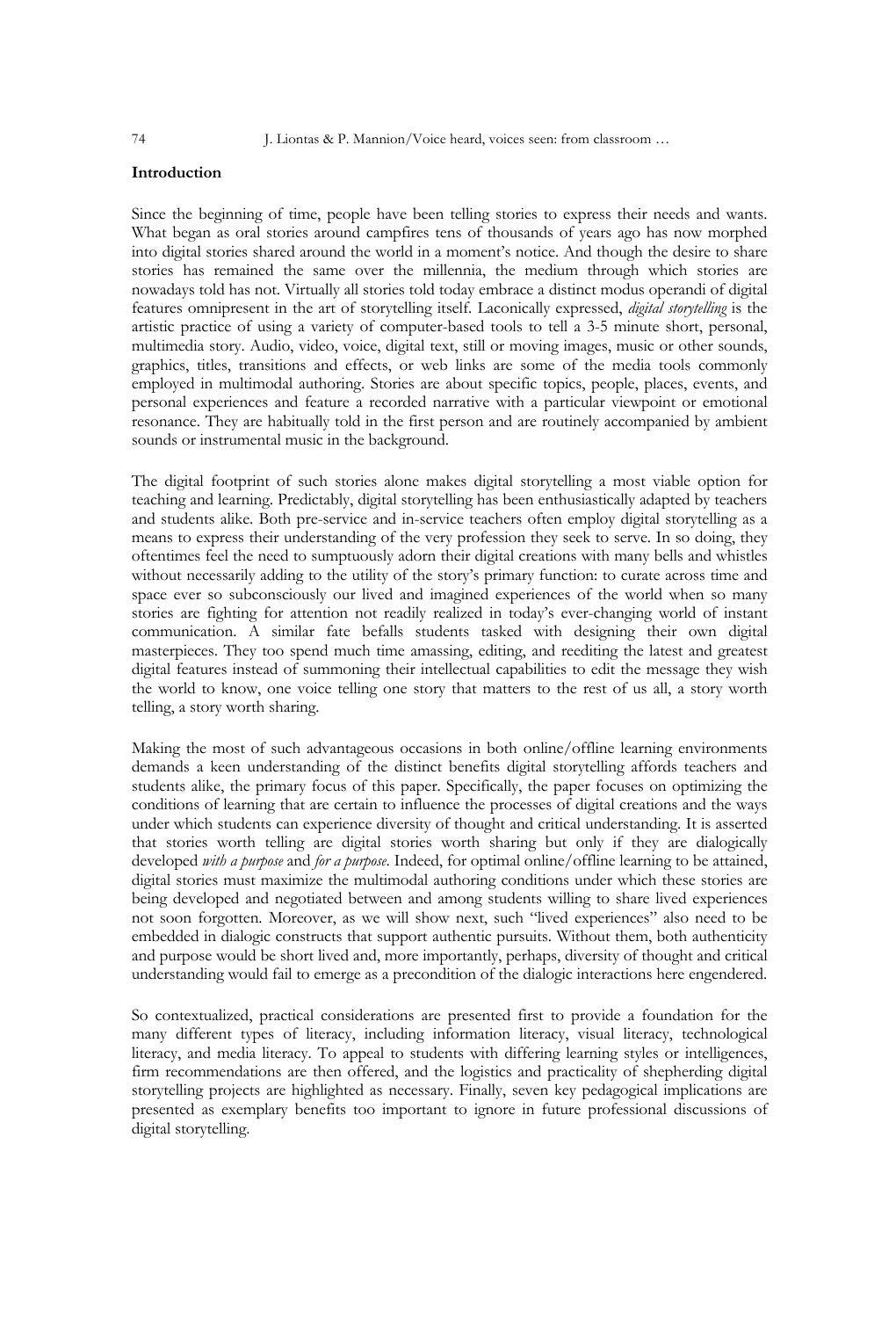## Introduction

Since the beginning of time, people have been telling stories to express their needs and wants. What began as oral stories around campfires tens of thousands of years ago has now morphed into digital stories shared around the world in a moment's notice. And though the desire to share stories has remained the same over the millennia, the medium through which stories are nowadays told has not. Virtually all stories told today embrace a distinct modus operandi of digital features omnipresent in the art of storytelling itself. Laconically expressed, *digital storytelling* is the artistic practice of using a variety of computer-based tools to tell a 3-5 minute short, personal, multimedia story. Audio, video, voice, digital text, still or moving images, music or other sounds, graphics, titles, transitions and effects, or web links are some of the media tools commonly employed in multimodal authoring. Stories are about specific topics, people, places, events, and personal experiences and feature a recorded narrative with a particular viewpoint or emotional resonance. They are habitually told in the first person and are routinely accompanied by ambient sounds or instrumental music in the background.

The digital footprint of such stories alone makes digital storytelling a most viable option for teaching and learning. Predictably, digital storytelling has been enthusiastically adapted by teachers and students alike. Both pre-service and in-service teachers often employ digital storytelling as a means to express their understanding of the very profession they seek to serve. In so doing, they oftentimes feel the need to sumptuously adorn their digital creations with many bells and whistles without necessarily adding to the utility of the story's primary function: to curate across time and space ever so subconsciously our lived and imagined experiences of the world when so many stories are fighting for attention not readily realized in today's ever-changing world of instant communication. A similar fate befalls students tasked with designing their own digital masterpieces. They too spend much time amassing, editing, and reediting the latest and greatest digital features instead of summoning their intellectual capabilities to edit the message they wish the world to know, one voice telling one story that matters to the rest of us all, a story worth telling, a story worth sharing.

Making the most of such advantageous occasions in both online/offline learning environments demands a keen understanding of the distinct benefits digital storytelling affords teachers and students alike, the primary focus of this paper. Specifically, the paper focuses on optimizing the conditions of learning that are certain to influence the processes of digital creations and the ways under which students can experience diversity of thought and critical understanding. It is asserted that stories worth telling are digital stories worth sharing but only if they are dialogically developed *with a purpose* and *for a purpose*. Indeed, for optimal online/offline learning to be attained, digital stories must maximize the multimodal authoring conditions under which these stories are being developed and negotiated between and among students willing to share lived experiences not soon forgotten. Moreover, as we will show next, such "lived experiences" also need to be embedded in dialogic constructs that support authentic pursuits. Without them, both authenticity and purpose would be short lived and, more importantly, perhaps, diversity of thought and critical understanding would fail to emerge as a precondition of the dialogic interactions here engendered.

So contextualized, practical considerations are presented first to provide a foundation for the many different types of literacy, including information literacy, visual literacy, technological literacy, and media literacy. To appeal to students with differing learning styles or intelligences, firm recommendations are then offered, and the logistics and practicality of shepherding digital storytelling projects are highlighted as necessary. Finally, seven key pedagogical implications are presented as exemplary benefits too important to ignore in future professional discussions of digital storytelling.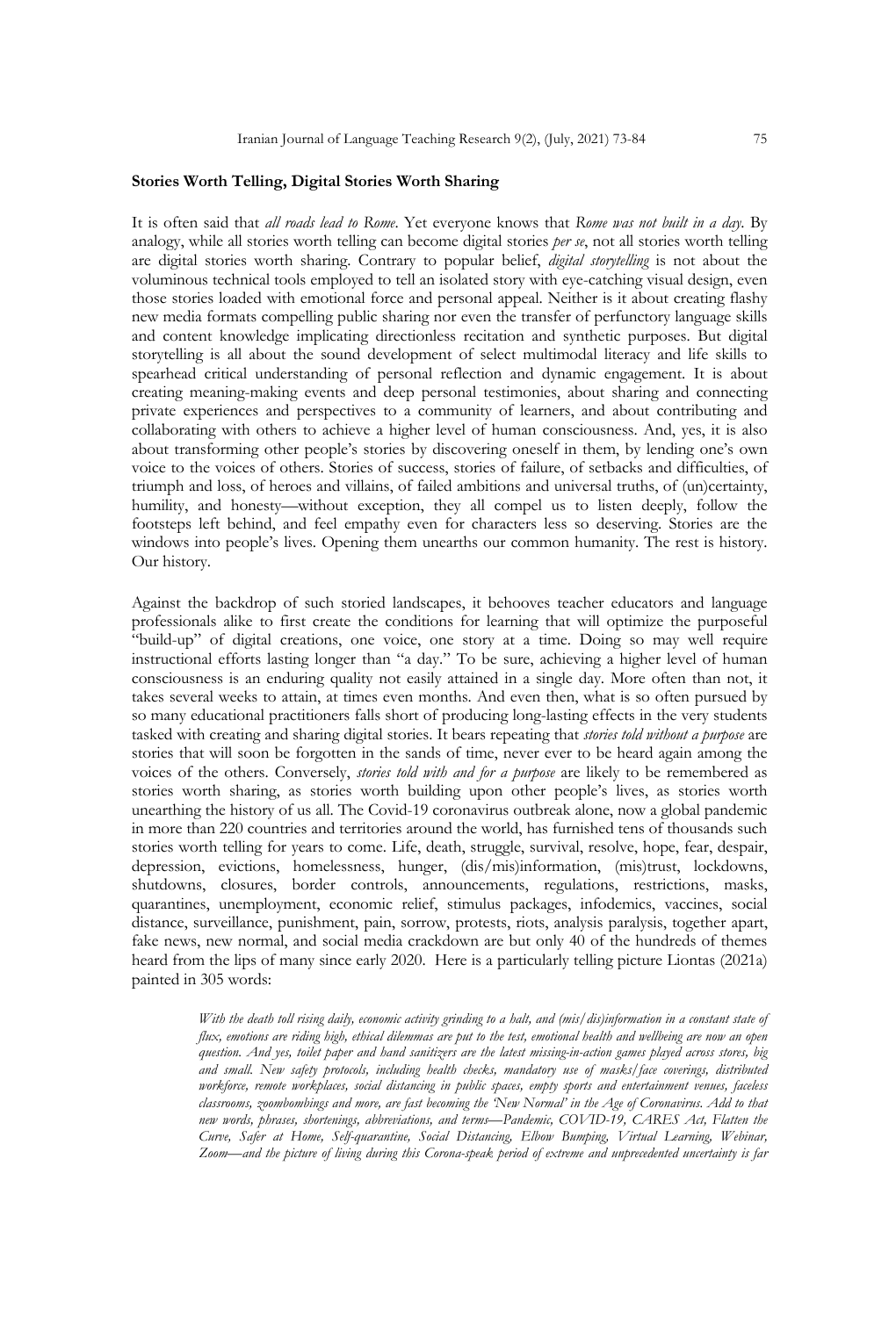### Stories Worth Telling, Digital Stories Worth Sharing

It is often said that *all roads lead to Rome*. Yet everyone knows that *Rome was not built in a day*. By analogy, while all stories worth telling can become digital stories *per se*, not all stories worth telling are digital stories worth sharing. Contrary to popular belief, *digital storytelling* is not about the voluminous technical tools employed to tell an isolated story with eye-catching visual design, even those stories loaded with emotional force and personal appeal. Neither is it about creating flashy new media formats compelling public sharing nor even the transfer of perfunctory language skills and content knowledge implicating directionless recitation and synthetic purposes. But digital storytelling is all about the sound development of select multimodal literacy and life skills to spearhead critical understanding of personal reflection and dynamic engagement. It is about creating meaning-making events and deep personal testimonies, about sharing and connecting private experiences and perspectives to a community of learners, and about contributing and collaborating with others to achieve a higher level of human consciousness. And, yes, it is also about transforming other people's stories by discovering oneself in them, by lending one's own voice to the voices of others. Stories of success, stories of failure, of setbacks and difficulties, of triumph and loss, of heroes and villains, of failed ambitions and universal truths, of (un)certainty, humility, and honesty—without exception, they all compel us to listen deeply, follow the footsteps left behind, and feel empathy even for characters less so deserving. Stories are the windows into people's lives. Opening them unearths our common humanity. The rest is history. Our history.

Against the backdrop of such storied landscapes, it behooves teacher educators and language professionals alike to first create the conditions for learning that will optimize the purposeful "build-up" of digital creations, one voice, one story at a time. Doing so may well require instructional efforts lasting longer than "a day." To be sure, achieving a higher level of human consciousness is an enduring quality not easily attained in a single day. More often than not, it takes several weeks to attain, at times even months. And even then, what is so often pursued by so many educational practitioners falls short of producing long-lasting effects in the very students tasked with creating and sharing digital stories. It bears repeating that *stories told without a purpose* are stories that will soon be forgotten in the sands of time, never ever to be heard again among the voices of the others. Conversely, *stories told with and for a purpose* are likely to be remembered as stories worth sharing, as stories worth building upon other people's lives, as stories worth unearthing the history of us all. The Covid-19 coronavirus outbreak alone, now a global pandemic in more than 220 countries and territories around the world, has furnished tens of thousands such stories worth telling for years to come. Life, death, struggle, survival, resolve, hope, fear, despair, depression, evictions, homelessness, hunger, (dis/mis)information, (mis)trust, lockdowns, shutdowns, closures, border controls, announcements, regulations, restrictions, masks, quarantines, unemployment, economic relief, stimulus packages, infodemics, vaccines, social distance, surveillance, punishment, pain, sorrow, protests, riots, analysis paralysis, together apart, fake news, new normal, and social media crackdown are but only 40 of the hundreds of themes heard from the lips of many since early 2020. Here is a particularly telling picture Liontas (2021a) painted in 305 words:

> *With the death toll rising daily, economic activity grinding to a halt, and (mis/dis)information in a constant state of flux, emotions are riding high, ethical dilemmas are put to the test, emotional health and wellbeing are now an open question. And yes, toilet paper and hand sanitizers are the latest missing-in-action games played across stores, big and small. New safety protocols, including health checks, mandatory use of masks/face coverings, distributed workforce, remote workplaces, social distancing in public spaces, empty sports and entertainment venues, faceless classrooms, zoombombings and more, are fast becoming the 'New Normal' in the Age of Coronavirus. Add to that new words, phrases, shortenings, abbreviations, and terms—Pandemic, COVID-19, CARES Act, Flatten the Curve, Safer at Home, Self-quarantine, Social Distancing, Elbow Bumping, Virtual Learning, Webinar, Zoom—and the picture of living during this Corona-speak period of extreme and unprecedented uncertainty is far*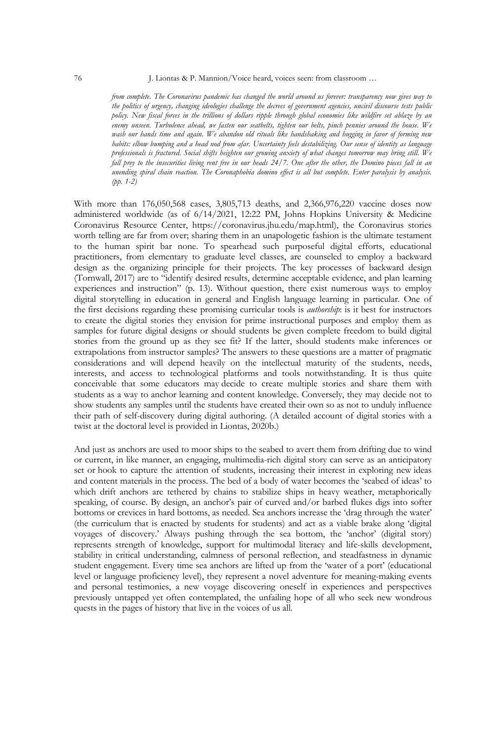> *from complete. The Coronavirus pandemic has changed the world around us forever: transparency now gives way to the politics of urgency, changing ideologies challenge the decrees of government agencies, uncivil discourse tests public policy. New fiscal forces in the trillions of dollars ripple through global economies like wildfire set ablaze by an enemy unseen. Turbulence ahead, we fasten our seatbelts, tighten our belts, pinch pennies around the house. We wash our hands time and again. We abandon old rituals like handshaking and hugging in favor of forming new habits: elbow bumping and a head nod from afar. Uncertainty feels destabilizing. Our sense of identity as language professionals is fractured. Social shifts heighten our growing anxiety of what changes tomorrow may bring still. We fall prey to the insecurities living rent free in our heads 24/7. One after the other, the Domino pieces fall in an unending spiral chain reaction. The Coronaphobia domino effect is all but complete. Enter paralysis by analysis. (pp. 1-2)*

With more than 176,050,568 cases, 3,805,713 deaths, and 2,366,976,220 vaccine doses now administered worldwide (as of 6/14/2021, 12:22 PM, Johns Hopkins University & Medicine Coronavirus Resource Center, https://coronavirus.jhu.edu/map.html), the Coronavirus stories worth telling are far from over; sharing them in an unapologetic fashion is the ultimate testament to the human spirit bar none. To spearhead such purposeful digital efforts, educational practitioners, from elementary to graduate level classes, are counseled to employ a backward design as the organizing principle for their projects. The key processes of backward design (Tornwall, 2017) are to "identify desired results, determine acceptable evidence, and plan learning experiences and instruction" (p. 13). Without question, there exist numerous ways to employ digital storytelling in education in general and English language learning in particular. One of the first decisions regarding these promising curricular tools is *authorship*: is it best for instructors to create the digital stories they envision for prime instructional purposes and employ them as samples for future digital designs or should students be given complete freedom to build digital stories from the ground up as they see fit? If the latter, should students make inferences or extrapolations from instructor samples? The answers to these questions are a matter of pragmatic considerations and will depend heavily on the intellectual maturity of the students, needs, interests, and access to technological platforms and tools notwithstanding. It is thus quite conceivable that some educators may decide to create multiple stories and share them with students as a way to anchor learning and content knowledge. Conversely, they may decide not to show students any samples until the students have created their own so as not to unduly influence their path of self-discovery during digital authoring. (A detailed account of digital stories with a twist at the doctoral level is provided in Liontas, 2020b.)

And just as anchors are used to moor ships to the seabed to avert them from drifting due to wind or current, in like manner, an engaging, multimedia-rich digital story can serve as an anticipatory set or hook to capture the attention of students, increasing their interest in exploring new ideas and content materials in the process. The bed of a body of water becomes the 'seabed of ideas' to which drift anchors are tethered by chains to stabilize ships in heavy weather, metaphorically speaking, of course. By design, an anchor's pair of curved and/or barbed flukes digs into softer bottoms or crevices in hard bottoms, as needed. Sea anchors increase the 'drag through the water' (the curriculum that is enacted by students for students) and act as a viable brake along 'digital voyages of discovery.' Always pushing through the sea bottom, the 'anchor' (digital story) represents strength of knowledge, support for multimodal literacy and life-skills development, stability in critical understanding, calmness of personal reflection, and steadfastness in dynamic student engagement. Every time sea anchors are lifted up from the 'water of a port' (educational level or language proficiency level), they represent a novel adventure for meaning-making events and personal testimonies, a new voyage discovering oneself in experiences and perspectives previously untapped yet often contemplated, the unfailing hope of all who seek new wondrous quests in the pages of history that live in the voices of us all.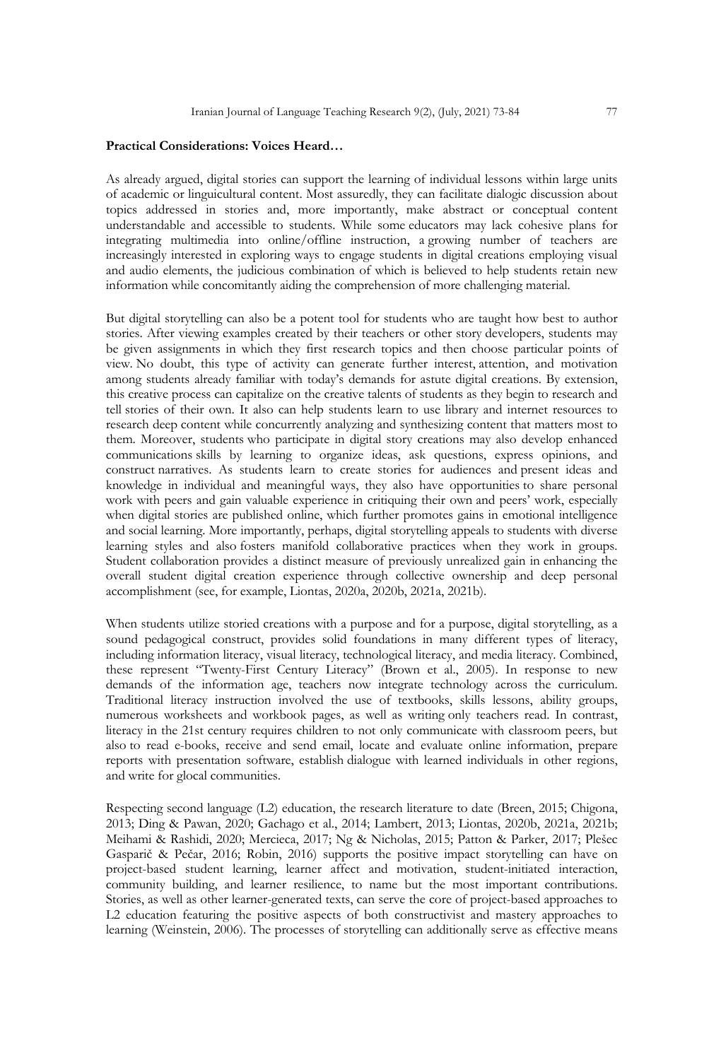**Practical Considerations: Voices Heard…**

As already argued, digital stories can support the learning of individual lessons within large units of academic or linguicultural content. Most assuredly, they can facilitate dialogic discussion about topics addressed in stories and, more importantly, make abstract or conceptual content understandable and accessible to students. While some educators may lack cohesive plans for integrating multimedia into online/offline instruction, a growing number of teachers are increasingly interested in exploring ways to engage students in digital creations employing visual and audio elements, the judicious combination of which is believed to help students retain new information while concomitantly aiding the comprehension of more challenging material.

But digital storytelling can also be a potent tool for students who are taught how best to author stories. After viewing examples created by their teachers or other story developers, students may be given assignments in which they first research topics and then choose particular points of view. No doubt, this type of activity can generate further interest, attention, and motivation among students already familiar with today's demands for astute digital creations. By extension, this creative process can capitalize on the creative talents of students as they begin to research and tell stories of their own. It also can help students learn to use library and internet resources to research deep content while concurrently analyzing and synthesizing content that matters most to them. Moreover, students who participate in digital story creations may also develop enhanced communications skills by learning to organize ideas, ask questions, express opinions, and construct narratives. As students learn to create stories for audiences and present ideas and knowledge in individual and meaningful ways, they also have opportunities to share personal work with peers and gain valuable experience in critiquing their own and peers' work, especially when digital stories are published online, which further promotes gains in emotional intelligence and social learning. More importantly, perhaps, digital storytelling appeals to students with diverse learning styles and also fosters manifold collaborative practices when they work in groups. Student collaboration provides a distinct measure of previously unrealized gain in enhancing the overall student digital creation experience through collective ownership and deep personal accomplishment (see, for example, Liontas, 2020a, 2020b, 2021a, 2021b).

When students utilize storied creations with a purpose and for a purpose, digital storytelling, as a sound pedagogical construct, provides solid foundations in many different types of literacy, including information literacy, visual literacy, technological literacy, and media literacy. Combined, these represent "Twenty-First Century Literacy" (Brown et al., 2005). In response to new demands of the information age, teachers now integrate technology across the curriculum. Traditional literacy instruction involved the use of textbooks, skills lessons, ability groups, numerous worksheets and workbook pages, as well as writing only teachers read. In contrast, literacy in the 21st century requires children to not only communicate with classroom peers, but also to read e-books, receive and send email, locate and evaluate online information, prepare reports with presentation software, establish dialogue with learned individuals in other regions, and write for glocal communities.

Respecting second language (L2) education, the research literature to date (Breen, 2015; Chigona, 2013; Ding & Pawan, 2020; Gachago et al., 2014; Lambert, 2013; Liontas, 2020b, 2021a, 2021b; Meihami & Rashidi, 2020; Mercieca, 2017; Ng & Nicholas, 2015; Patton & Parker, 2017; Plešec Gasparič & Pečar, 2016; Robin, 2016) supports the positive impact storytelling can have on project-based student learning, learner affect and motivation, student-initiated interaction, community building, and learner resilience, to name but the most important contributions. Stories, as well as other learner-generated texts, can serve the core of project-based approaches to L2 education featuring the positive aspects of both constructivist and mastery approaches to learning (Weinstein, 2006). The processes of storytelling can additionally serve as effective means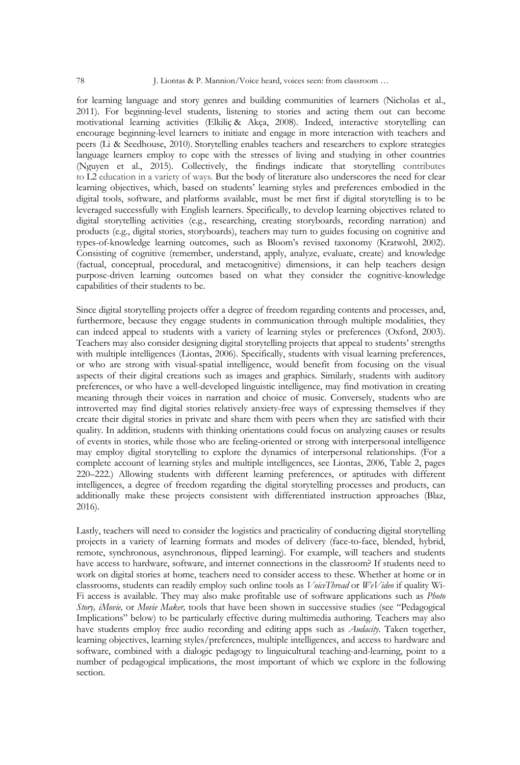for learning language and story genres and building communities of learners (Nicholas et al., 2011). For beginning-level students, listening to stories and acting them out can become motivational learning activities (Elkiliç & Akça, 2008). Indeed, interactive storytelling can encourage beginning-level learners to initiate and engage in more interaction with teachers and peers (Li & Seedhouse, 2010). Storytelling enables teachers and researchers to explore strategies language learners employ to cope with the stresses of living and studying in other countries (Nguyen et al., 2015). Collectively, the findings indicate that storytelling contributes to L2 education in a variety of ways. But the body of literature also underscores the need for clear learning objectives, which, based on students' learning styles and preferences embodied in the digital tools, software, and platforms available, must be met first if digital storytelling is to be leveraged successfully with English learners. Specifically, to develop learning objectives related to digital storytelling activities (e.g., researching, creating storyboards, recording narration) and products (e.g., digital stories, storyboards), teachers may turn to guides focusing on cognitive and types-of-knowledge learning outcomes, such as Bloom's revised taxonomy (Kratwohl, 2002). Consisting of cognitive (remember, understand, apply, analyze, evaluate, create) and knowledge (factual, conceptual, procedural, and metacognitive) dimensions, it can help teachers design purpose-driven learning outcomes based on what they consider the cognitive-knowledge capabilities of their students to be.

Since digital storytelling projects offer a degree of freedom regarding contents and processes, and, furthermore, because they engage students in communication through multiple modalities, they can indeed appeal to students with a variety of learning styles or preferences (Oxford, 2003). Teachers may also consider designing digital storytelling projects that appeal to students' strengths with multiple intelligences (Liontas, 2006). Specifically, students with visual learning preferences, or who are strong with visual-spatial intelligence, would benefit from focusing on the visual aspects of their digital creations such as images and graphics. Similarly, students with auditory preferences, or who have a well-developed linguistic intelligence, may find motivation in creating meaning through their voices in narration and choice of music. Conversely, students who are introverted may find digital stories relatively anxiety-free ways of expressing themselves if they create their digital stories in private and share them with peers when they are satisfied with their quality. In addition, students with thinking orientations could focus on analyzing causes or results of events in stories, while those who are feeling-oriented or strong with interpersonal intelligence may employ digital storytelling to explore the dynamics of interpersonal relationships. (For a complete account of learning styles and multiple intelligences, see Liontas, 2006, Table 2, pages 220–222.) Allowing students with different learning preferences, or aptitudes with different intelligences, a degree of freedom regarding the digital storytelling processes and products, can additionally make these projects consistent with differentiated instruction approaches (Blaz, 2016).

Lastly, teachers will need to consider the logistics and practicality of conducting digital storytelling projects in a variety of learning formats and modes of delivery (face-to-face, blended, hybrid, remote, synchronous, asynchronous, flipped learning). For example, will teachers and students have access to hardware, software, and internet connections in the classroom? If students need to work on digital stories at home, teachers need to consider access to these. Whether at home or in classrooms, students can readily employ such online tools as *VoiceThread* or *WeVideo* if quality Wi-Fi access is available. They may also make profitable use of software applications such as *Photo Story, iMovie,* or *Movie Maker,* tools that have been shown in successive studies (see "Pedagogical Implications" below) to be particularly effective during multimedia authoring. Teachers may also have students employ free audio recording and editing apps such as *Audacity*. Taken together, learning objectives, learning styles/preferences, multiple intelligences, and access to hardware and software, combined with a dialogic pedagogy to linguicultural teaching-and-learning, point to a number of pedagogical implications, the most important of which we explore in the following section.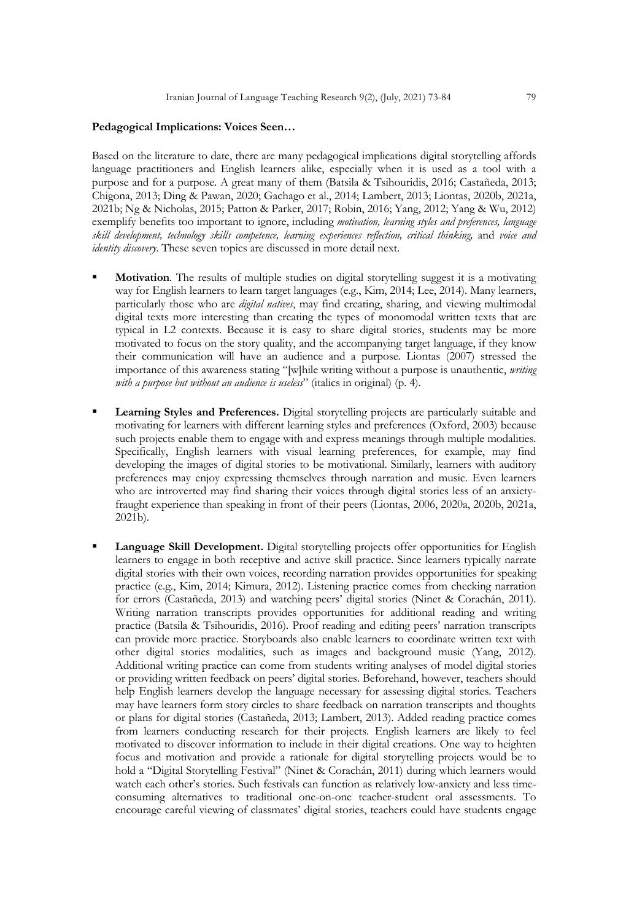**Pedagogical Implications: Voices Seen…**

Based on the literature to date, there are many pedagogical implications digital storytelling affords language practitioners and English learners alike, especially when it is used as a tool with a purpose and for a purpose. A great many of them (Batsila & Tsihouridis, 2016; Castañeda, 2013; Chigona, 2013; Ding & Pawan, 2020; Gachago et al., 2014; Lambert, 2013; Liontas, 2020b, 2021a, 2021b; Ng & Nicholas, 2015; Patton & Parker, 2017; Robin, 2016; Yang, 2012; Yang & Wu, 2012) exemplify benefits too important to ignore, including *motivation, learning styles and preferences, language skill development, technology skills competence, learning experiences reflection, critical thinking,* and *voice and identity discovery*. These seven topics are discussed in more detail next.

- **Motivation**. The results of multiple studies on digital storytelling suggest it is a motivating way for English learners to learn target languages (e.g., Kim, 2014; Lee, 2014). Many learners, particularly those who are *digital natives*, may find creating, sharing, and viewing multimodal digital texts more interesting than creating the types of monomodal written texts that are typical in L2 contexts. Because it is easy to share digital stories, students may be more motivated to focus on the story quality, and the accompanying target language, if they know their communication will have an audience and a purpose. Liontas (2007) stressed the importance of this awareness stating "[w]hile writing without a purpose is unauthentic, *writing with a purpose but without an audience is useless*" (italics in original) (p. 4).

- **Learning Styles and Preferences.** Digital storytelling projects are particularly suitable and motivating for learners with different learning styles and preferences (Oxford, 2003) because such projects enable them to engage with and express meanings through multiple modalities. Specifically, English learners with visual learning preferences, for example, may find developing the images of digital stories to be motivational. Similarly, learners with auditory preferences may enjoy expressing themselves through narration and music. Even learners who are introverted may find sharing their voices through digital stories less of an anxiety-fraught experience than speaking in front of their peers (Liontas, 2006, 2020a, 2020b, 2021a, 2021b).

- **Language Skill Development.** Digital storytelling projects offer opportunities for English learners to engage in both receptive and active skill practice. Since learners typically narrate digital stories with their own voices, recording narration provides opportunities for speaking practice (e.g., Kim, 2014; Kimura, 2012). Listening practice comes from checking narration for errors (Castañeda, 2013) and watching peers' digital stories (Ninet & Corachán, 2011). Writing narration transcripts provides opportunities for additional reading and writing practice (Batsila & Tsihouridis, 2016). Proof reading and editing peers' narration transcripts can provide more practice. Storyboards also enable learners to coordinate written text with other digital stories modalities, such as images and background music (Yang, 2012). Additional writing practice can come from students writing analyses of model digital stories or providing written feedback on peers' digital stories. Beforehand, however, teachers should help English learners develop the language necessary for assessing digital stories. Teachers may have learners form story circles to share feedback on narration transcripts and thoughts or plans for digital stories (Castañeda, 2013; Lambert, 2013). Added reading practice comes from learners conducting research for their projects. English learners are likely to feel motivated to discover information to include in their digital creations. One way to heighten focus and motivation and provide a rationale for digital storytelling projects would be to hold a "Digital Storytelling Festival" (Ninet & Corachán, 2011) during which learners would watch each other's stories. Such festivals can function as relatively low-anxiety and less time-consuming alternatives to traditional one-on-one teacher-student oral assessments. To encourage careful viewing of classmates' digital stories, teachers could have students engage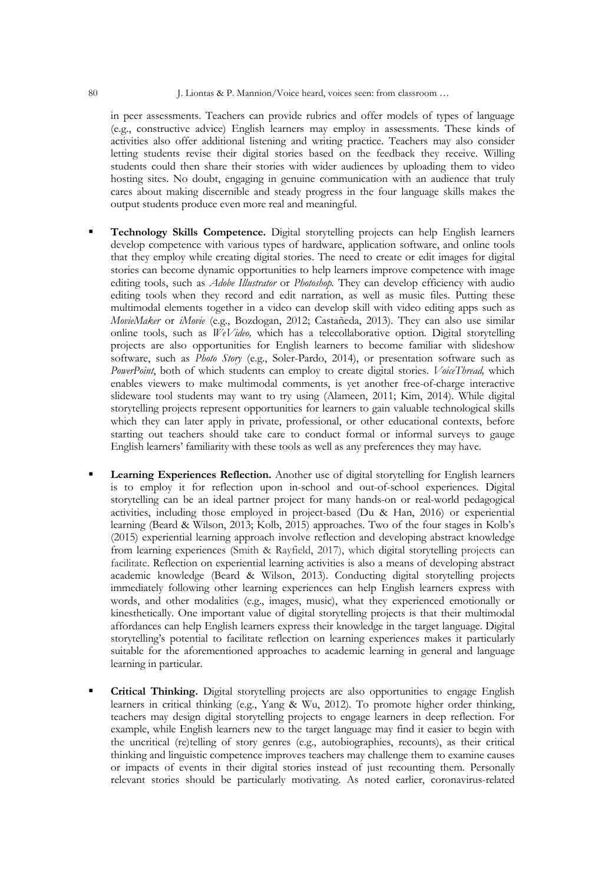in peer assessments. Teachers can provide rubrics and offer models of types of language (e.g., constructive advice) English learners may employ in assessments. These kinds of activities also offer additional listening and writing practice. Teachers may also consider letting students revise their digital stories based on the feedback they receive. Willing students could then share their stories with wider audiences by uploading them to video hosting sites. No doubt, engaging in genuine communication with an audience that truly cares about making discernible and steady progress in the four language skills makes the output students produce even more real and meaningful.

- **Technology Skills Competence.** Digital storytelling projects can help English learners develop competence with various types of hardware, application software, and online tools that they employ while creating digital stories. The need to create or edit images for digital stories can become dynamic opportunities to help learners improve competence with image editing tools, such as *Adobe Illustrator* or *Photoshop.* They can develop efficiency with audio editing tools when they record and edit narration, as well as music files. Putting these multimodal elements together in a video can develop skill with video editing apps such as *MovieMaker* or *iMovie* (e.g., Bozdogan, 2012; Castañeda, 2013). They can also use similar online tools, such as *WeVideo,* which has a telecollaborative option. Digital storytelling projects are also opportunities for English learners to become familiar with slideshow software, such as *Photo Story* (e.g., Soler-Pardo, 2014), or presentation software such as *PowerPoint*, both of which students can employ to create digital stories. *VoiceThread,* which enables viewers to make multimodal comments, is yet another free-of-charge interactive slideware tool students may want to try using (Alameen, 2011; Kim, 2014). While digital storytelling projects represent opportunities for learners to gain valuable technological skills which they can later apply in private, professional, or other educational contexts, before starting out teachers should take care to conduct formal or informal surveys to gauge English learners' familiarity with these tools as well as any preferences they may have.

- **Learning Experiences Reflection.** Another use of digital storytelling for English learners is to employ it for reflection upon in-school and out-of-school experiences. Digital storytelling can be an ideal partner project for many hands-on or real-world pedagogical activities, including those employed in project-based (Du & Han, 2016) or experiential learning (Beard & Wilson, 2013; Kolb, 2015) approaches. Two of the four stages in Kolb's (2015) experiential learning approach involve reflection and developing abstract knowledge from learning experiences (Smith & Rayfield, 2017), which digital storytelling projects can facilitate. Reflection on experiential learning activities is also a means of developing abstract academic knowledge (Beard & Wilson, 2013). Conducting digital storytelling projects immediately following other learning experiences can help English learners express with words, and other modalities (e.g., images, music), what they experienced emotionally or kinesthetically. One important value of digital storytelling projects is that their multimodal affordances can help English learners express their knowledge in the target language. Digital storytelling's potential to facilitate reflection on learning experiences makes it particularly suitable for the aforementioned approaches to academic learning in general and language learning in particular.

- **Critical Thinking.** Digital storytelling projects are also opportunities to engage English learners in critical thinking (e.g., Yang & Wu, 2012). To promote higher order thinking, teachers may design digital storytelling projects to engage learners in deep reflection. For example, while English learners new to the target language may find it easier to begin with the uncritical (re)telling of story genres (e.g., autobiographies, recounts), as their critical thinking and linguistic competence improves teachers may challenge them to examine causes or impacts of events in their digital stories instead of just recounting them. Personally relevant stories should be particularly motivating. As noted earlier, coronavirus-related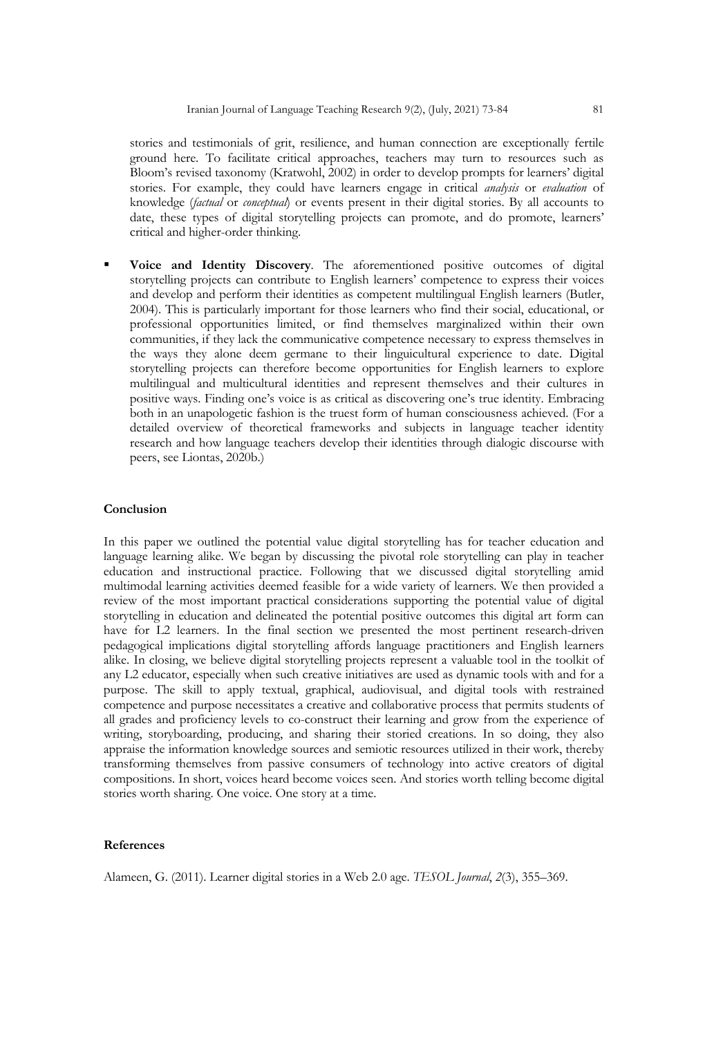stories and testimonials of grit, resilience, and human connection are exceptionally fertile ground here. To facilitate critical approaches, teachers may turn to resources such as Bloom's revised taxonomy (Kratwohl, 2002) in order to develop prompts for learners' digital stories. For example, they could have learners engage in critical *analysis* or *evaluation* of knowledge (*factual* or *conceptual*) or events present in their digital stories. By all accounts to date, these types of digital storytelling projects can promote, and do promote, learners' critical and higher-order thinking.

- **Voice and Identity Discovery**. The aforementioned positive outcomes of digital storytelling projects can contribute to English learners' competence to express their voices and develop and perform their identities as competent multilingual English learners (Butler, 2004). This is particularly important for those learners who find their social, educational, or professional opportunities limited, or find themselves marginalized within their own communities, if they lack the communicative competence necessary to express themselves in the ways they alone deem germane to their linguicultural experience to date. Digital storytelling projects can therefore become opportunities for English learners to explore multilingual and multicultural identities and represent themselves and their cultures in positive ways. Finding one's voice is as critical as discovering one's true identity. Embracing both in an unapologetic fashion is the truest form of human consciousness achieved. (For a detailed overview of theoretical frameworks and subjects in language teacher identity research and how language teachers develop their identities through dialogic discourse with peers, see Liontas, 2020b.)

### Conclusion

In this paper we outlined the potential value digital storytelling has for teacher education and language learning alike. We began by discussing the pivotal role storytelling can play in teacher education and instructional practice. Following that we discussed digital storytelling amid multimodal learning activities deemed feasible for a wide variety of learners. We then provided a review of the most important practical considerations supporting the potential value of digital storytelling in education and delineated the potential positive outcomes this digital art form can have for L2 learners. In the final section we presented the most pertinent research-driven pedagogical implications digital storytelling affords language practitioners and English learners alike. In closing, we believe digital storytelling projects represent a valuable tool in the toolkit of any L2 educator, especially when such creative initiatives are used as dynamic tools with and for a purpose. The skill to apply textual, graphical, audiovisual, and digital tools with restrained competence and purpose necessitates a creative and collaborative process that permits students of all grades and proficiency levels to co-construct their learning and grow from the experience of writing, storyboarding, producing, and sharing their storied creations. In so doing, they also appraise the information knowledge sources and semiotic resources utilized in their work, thereby transforming themselves from passive consumers of technology into active creators of digital compositions. In short, voices heard become voices seen. And stories worth telling become digital stories worth sharing. One voice. One story at a time.

### References

Alameen, G. (2011). Learner digital stories in a Web 2.0 age. *TESOL Journal*, *2*(3), 355–369.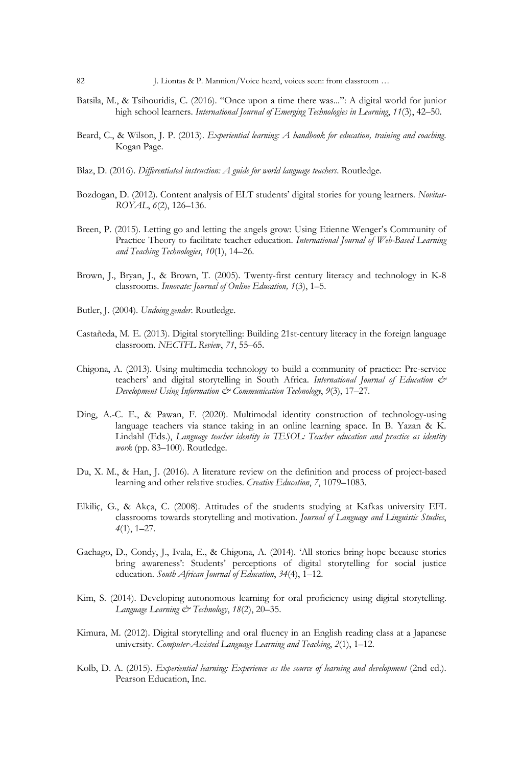Batsila, M., & Tsihouridis, C. (2016). "Once upon a time there was...": A digital world for junior high school learners. *International Journal of Emerging Technologies in Learning*, *11*(3), 42–50.

Beard, C., & Wilson, J. P. (2013). *Experiential learning: A handbook for education, training and coaching*. Kogan Page.

Blaz, D. (2016). *Differentiated instruction: A guide for world language teachers*. Routledge.

Bozdogan, D. (2012). Content analysis of ELT students' digital stories for young learners. *Novitas-ROYAL*, *6*(2), 126–136.

Breen, P. (2015). Letting go and letting the angels grow: Using Etienne Wenger's Community of Practice Theory to facilitate teacher education. *International Journal of Web-Based Learning and Teaching Technologies*, *10*(1), 14–26.

Brown, J., Bryan, J., & Brown, T. (2005). Twenty-first century literacy and technology in K-8 classrooms. *Innovate: Journal of Online Education, 1*(3), 1–5.

Butler, J. (2004). *Undoing gender*. Routledge.

Castañeda, M. E. (2013). Digital storytelling: Building 21st-century literacy in the foreign language classroom. *NECTFL Review*, *71*, 55–65.

Chigona, A. (2013). Using multimedia technology to build a community of practice: Pre-service teachers' and digital storytelling in South Africa. *International Journal of Education & Development Using Information & Communication Technology*, *9*(3), 17–27.

Ding, A.-C. E., & Pawan, F. (2020). Multimodal identity construction of technology-using language teachers via stance taking in an online learning space. In B. Yazan & K. Lindahl (Eds.), *Language teacher identity in TESOL: Teacher education and practice as identity work* (pp. 83–100). Routledge.

Du, X. M., & Han, J. (2016). A literature review on the definition and process of project-based learning and other relative studies. *Creative Education*, *7*, 1079–1083.

Elkiliç, G., & Akça, C. (2008). Attitudes of the students studying at Kafkas university EFL classrooms towards storytelling and motivation. *Journal of Language and Linguistic Studies*, *4*(1), 1–27.

Gachago, D., Condy, J., Ivala, E., & Chigona, A. (2014). 'All stories bring hope because stories bring awareness': Students' perceptions of digital storytelling for social justice education. *South African Journal of Education*, *34*(4), 1–12.

Kim, S. (2014). Developing autonomous learning for oral proficiency using digital storytelling. *Language Learning & Technology*, *18*(2), 20–35.

Kimura, M. (2012). Digital storytelling and oral fluency in an English reading class at a Japanese university. *Computer-Assisted Language Learning and Teaching*, *2*(1), 1–12.

Kolb, D. A. (2015). *Experiential learning: Experience as the source of learning and development* (2nd ed.). Pearson Education, Inc.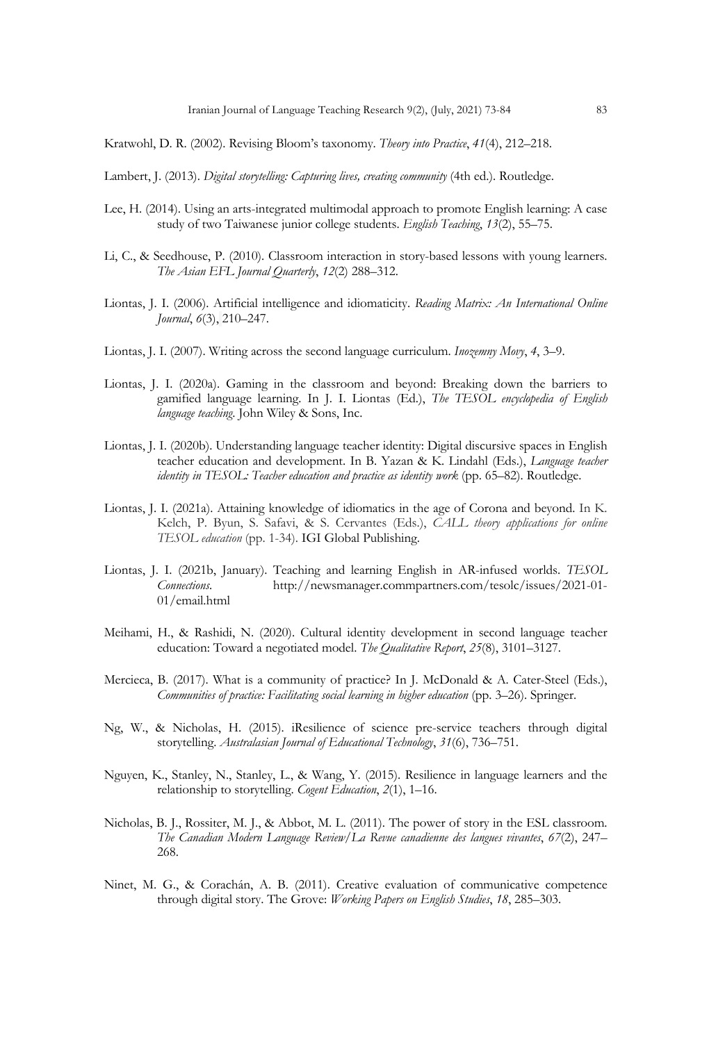Kratwohl, D. R. (2002). Revising Bloom's taxonomy. *Theory into Practice*, *41*(4), 212–218.

Lambert, J. (2013). *Digital storytelling: Capturing lives, creating community* (4th ed.). Routledge.

Lee, H. (2014). Using an arts-integrated multimodal approach to promote English learning: A case study of two Taiwanese junior college students. *English Teaching*, *13*(2), 55–75.

Li, C., & Seedhouse, P. (2010). Classroom interaction in story-based lessons with young learners. *The Asian EFL Journal Quarterly*, *12*(2) 288–312.

Liontas, J. I. (2006). Artificial intelligence and idiomaticity. *Reading Matrix: An International Online Journal*, *6*(3), 210–247.

Liontas, J. I. (2007). Writing across the second language curriculum. *Inozemny Movy*, *4*, 3–9.

Liontas, J. I. (2020a). Gaming in the classroom and beyond: Breaking down the barriers to gamified language learning. In J. I. Liontas (Ed.), *The TESOL encyclopedia of English language teaching*. John Wiley & Sons, Inc.

Liontas, J. I. (2020b). Understanding language teacher identity: Digital discursive spaces in English teacher education and development. In B. Yazan & K. Lindahl (Eds.), *Language teacher identity in TESOL: Teacher education and practice as identity work* (pp. 65–82). Routledge.

Liontas, J. I. (2021a). Attaining knowledge of idiomatics in the age of Corona and beyond. In K. Kelch, P. Byun, S. Safavi, & S. Cervantes (Eds.), *CALL theory applications for online TESOL education* (pp. 1-34). IGI Global Publishing.

Liontas, J. I. (2021b, January). Teaching and learning English in AR-infused worlds. *TESOL Connections*. http://newsmanager.commpartners.com/tesolc/issues/2021-01-01/email.html

Meihami, H., & Rashidi, N. (2020). Cultural identity development in second language teacher education: Toward a negotiated model. *The Qualitative Report*, *25*(8), 3101–3127.

Mercieca, B. (2017). What is a community of practice? In J. McDonald & A. Cater-Steel (Eds.), *Communities of practice: Facilitating social learning in higher education* (pp. 3–26). Springer.

Ng, W., & Nicholas, H. (2015). iResilience of science pre-service teachers through digital storytelling. *Australasian Journal of Educational Technology*, *31*(6), 736–751.

Nguyen, K., Stanley, N., Stanley, L., & Wang, Y. (2015). Resilience in language learners and the relationship to storytelling. *Cogent Education*, *2*(1), 1–16.

Nicholas, B. J., Rossiter, M. J., & Abbot, M. L. (2011). The power of story in the ESL classroom. *The Canadian Modern Language Review/La Revue canadienne des langues vivantes*, *67*(2), 247–268.

Ninet, M. G., & Corachán, A. B. (2011). Creative evaluation of communicative competence through digital story. The Grove: *Working Papers on English Studies*, *18*, 285–303.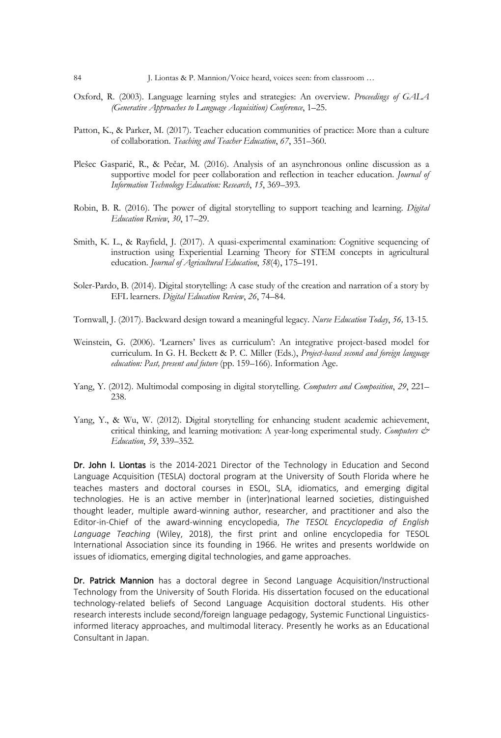Oxford, R. (2003). Language learning styles and strategies: An overview. *Proceedings of GALA (Generative Approaches to Language Acquisition) Conference*, 1–25.

Patton, K., & Parker, M. (2017). Teacher education communities of practice: More than a culture of collaboration. *Teaching and Teacher Education*, *67*, 351–360.

Plešec Gasparič, R., & Pečar, M. (2016). Analysis of an asynchronous online discussion as a supportive model for peer collaboration and reflection in teacher education. *Journal of Information Technology Education: Research*, *15*, 369–393.

Robin, B. R. (2016). The power of digital storytelling to support teaching and learning. *Digital Education Review*, *30*, 17–29.

Smith, K. L., & Rayfield, J. (2017). A quasi-experimental examination: Cognitive sequencing of instruction using Experiential Learning Theory for STEM concepts in agricultural education. *Journal of Agricultural Education*, *58*(4), 175–191.

Soler-Pardo, B. (2014). Digital storytelling: A case study of the creation and narration of a story by EFL learners. *Digital Education Review*, *26*, 74–84.

Tornwall, J. (2017). Backward design toward a meaningful legacy. *Nurse Education Today*, *56,* 13-15.

Weinstein, G. (2006). 'Learners' lives as curriculum': An integrative project-based model for curriculum. In G. H. Beckett & P. C. Miller (Eds.), *Project-based second and foreign language education: Past, present and future* (pp. 159–166). Information Age.

Yang, Y. (2012). Multimodal composing in digital storytelling. *Computers and Composition*, *29*, 221–238.

Yang, Y., & Wu, W. (2012). Digital storytelling for enhancing student academic achievement, critical thinking, and learning motivation: A year-long experimental study. *Computers & Education*, *59*, 339–352.

**Dr. John I. Liontas** is the 2014-2021 Director of the Technology in Education and Second Language Acquisition (TESLA) doctoral program at the University of South Florida where he teaches masters and doctoral courses in ESOL, SLA, idiomatics, and emerging digital technologies. He is an active member in (inter)national learned societies, distinguished thought leader, multiple award-winning author, researcher, and practitioner and also the Editor-in-Chief of the award-winning encyclopedia, *The TESOL Encyclopedia of English Language Teaching* (Wiley, 2018), the first print and online encyclopedia for TESOL International Association since its founding in 1966. He writes and presents worldwide on issues of idiomatics, emerging digital technologies, and game approaches.

**Dr. Patrick Mannion** has a doctoral degree in Second Language Acquisition/Instructional Technology from the University of South Florida. His dissertation focused on the educational technology-related beliefs of Second Language Acquisition doctoral students. His other research interests include second/foreign language pedagogy, Systemic Functional Linguistics-informed literacy approaches, and multimodal literacy. Presently he works as an Educational Consultant in Japan.